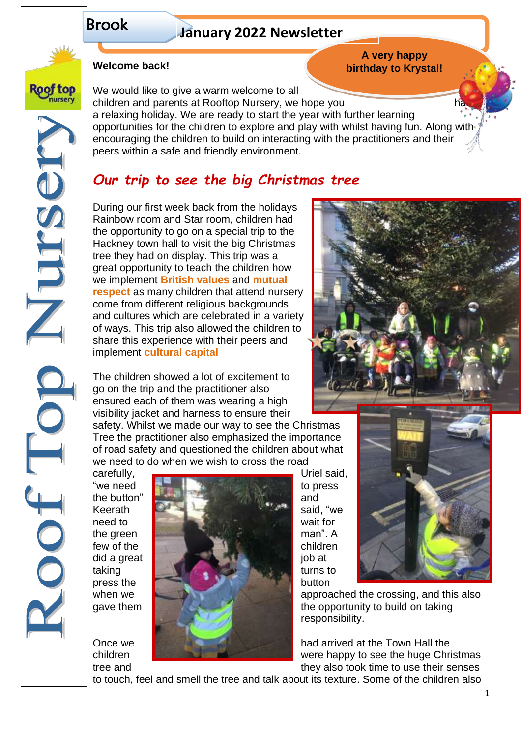# Brook

## January 2022 Newsletter

**A very happy birthday to Krystal!**

**Welcome back!**

We would like to give a warm welcome to all children and parents at Rooftop Nursery, we hope you ha a relaxing holiday. We are ready to start the year with further learning opportunities for the children to explore and play with whilst having fun. Along with encouraging the children to build on interacting with the practitioners and their peers within a safe and friendly environment.

## *Our trip to see the big Christmas tree*

During our first week back from the holidays Rainbow room and Star room, children had the opportunity to go on a special trip to the Hackney town hall to visit the big Christmas tree they had on display. This trip was a great opportunity to teach the children how we implement **British values** and **mutual respect** as many children that attend nursery come from different religious backgrounds and cultures which are celebrated in a variety of ways. This trip also allowed the children to share this experience with their peers and implement **cultural capital**

The children showed a lot of excitement to go on the trip and the practitioner also ensured each of them was wearing a high visibility jacket and harness to ensure their safety. Whilst we made our way to see the Christmas Tree the practitioner also emphasized the importance of road safety and questioned the children about what we need to do when we wish to cross the road carefully, Uriel said, "we need to press the button" and Keerath said, "we need to wait for the green man". A few of the children did a great job at taking turns to press the button when we approached the crossing, and this also gave them the opportunity to build on taking responsibility.

Once we had arrived at the Town Hall the children were happy to see the huge Christmas tree and they also took time to use their senses to touch, feel and smell the tree and talk about its texture. Some of the children also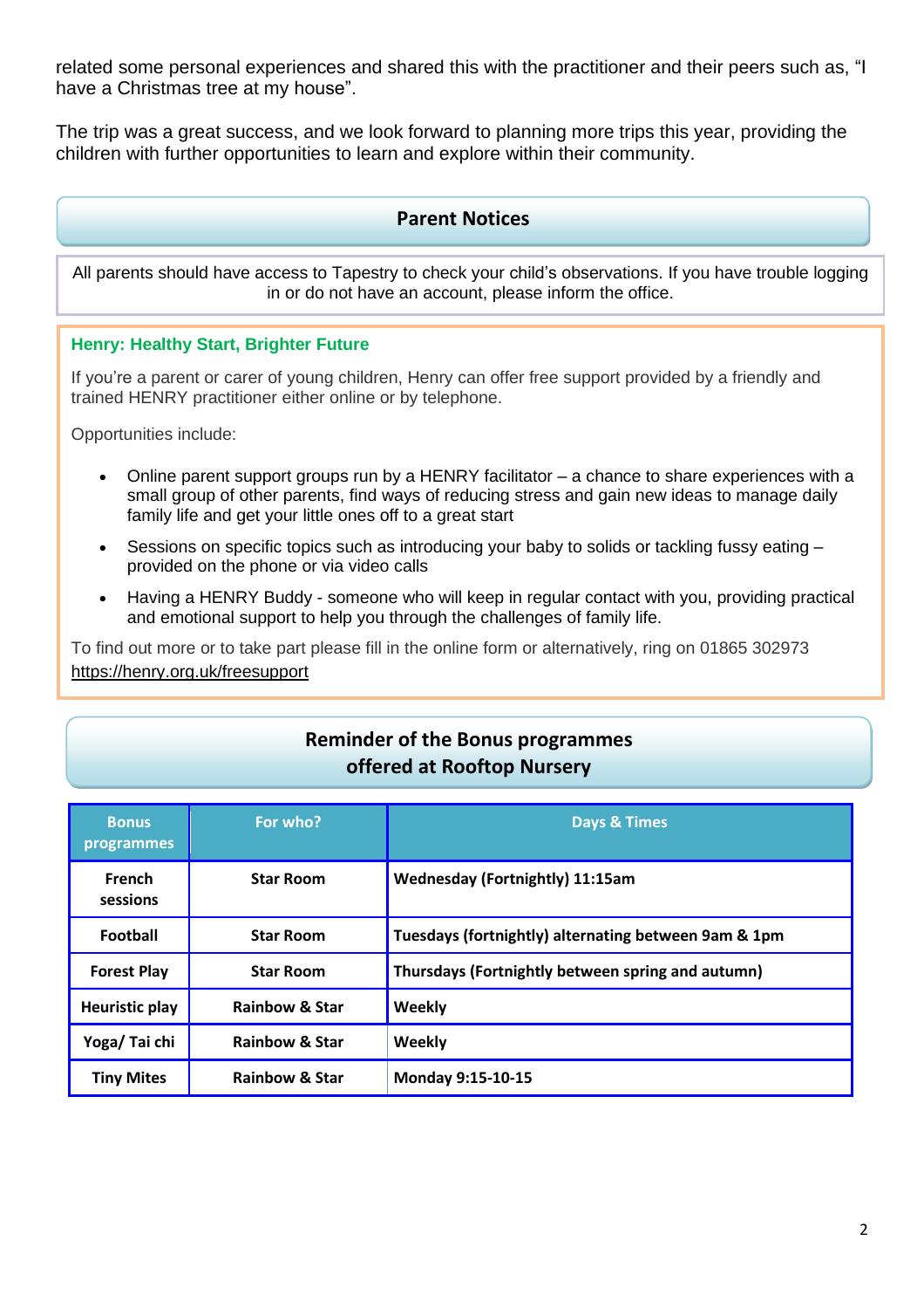related some personal experiences and shared this with the practitioner and their peers such as, "I have a Christmas tree at my house".

The trip was a great success, and we look forward to planning more trips this year, providing the children with further opportunities to learn and explore within their community.

## Parent Notices

All parents should have access to Tapestry to check your child's observations. If you have trouble logging in or do not have an account, please inform the office.

### Henry: Healthy Start, Brighter Future

If you're a parent or carer of young children, Henry can offer free support provided by a friendly and trained HENRY practitioner either online or by telephone.

Opportunities include:

- Online parent support groups run by a HENRY facilitator – a chance to share experiences with a small group of other parents, find ways of reducing stress and gain new ideas to manage daily family life and get your little ones off to a great start
- Sessions on specific topics such as introducing your baby to solids or tackling fussy eating – provided on the phone or via video calls
- Having a HENRY Buddy - someone who will keep in regular contact with you, providing practical and emotional support to help you through the challenges of family life.

To find out more or to take part please fill in the online form or alternatively, ring on 01865 302973
https://henry.org.uk/freesupport

## Reminder of the Bonus programmes offered at Rooftop Nursery

| Bonus programmes | For who? | Days & Times |
| --- | --- | --- |
| French sessions | Star Room | Wednesday (Fortnightly) 11:15am |
| Football | Star Room | Tuesdays (fortnightly) alternating between 9am & 1pm |
| Forest Play | Star Room | Thursdays (Fortnightly between spring and autumn) |
| Heuristic play | Rainbow & Star | Weekly |
| Yoga/ Tai chi | Rainbow & Star | Weekly |
| Tiny Mites | Rainbow & Star | Monday 9:15-10-15 |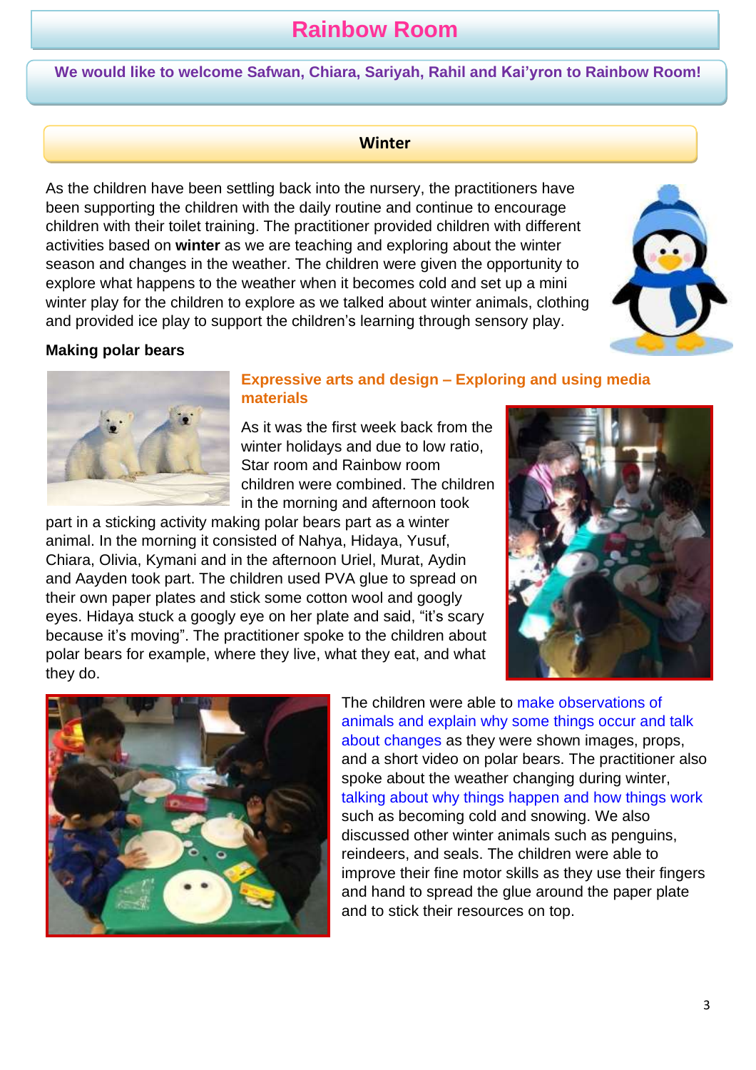# Rainbow Room

**We would like to welcome Safwan, Chiara, Sariyah, Rahil and Kai'yron to Rainbow Room!**

## Winter

As the children have been settling back into the nursery, the practitioners have been supporting the children with the daily routine and continue to encourage children with their toilet training. The practitioner provided children with different activities based on **winter** as we are teaching and exploring about the winter season and changes in the weather. The children were given the opportunity to explore what happens to the weather when it becomes cold and set up a mini winter play for the children to explore as we talked about winter animals, clothing and provided ice play to support the children's learning through sensory play.

### Making polar bears

**Expressive arts and design – Exploring and using media materials**

As it was the first week back from the winter holidays and due to low ratio, Star room and Rainbow room children were combined. The children in the morning and afternoon took part in a sticking activity making polar bears part as a winter animal. In the morning it consisted of Nahya, Hidaya, Yusuf, Chiara, Olivia, Kymani and in the afternoon Uriel, Murat, Aydin and Aayden took part. The children used PVA glue to spread on their own paper plates and stick some cotton wool and googly eyes. Hidaya stuck a googly eye on her plate and said, "it's scary because it's moving". The practitioner spoke to the children about polar bears for example, where they live, what they eat, and what they do.

The children were able to make observations of animals and explain why some things occur and talk about changes as they were shown images, props, and a short video on polar bears. The practitioner also spoke about the weather changing during winter, talking about why things happen and how things work such as becoming cold and snowing. We also discussed other winter animals such as penguins, reindeers, and seals. The children were able to improve their fine motor skills as they use their fingers and hand to spread the glue around the paper plate and to stick their resources on top.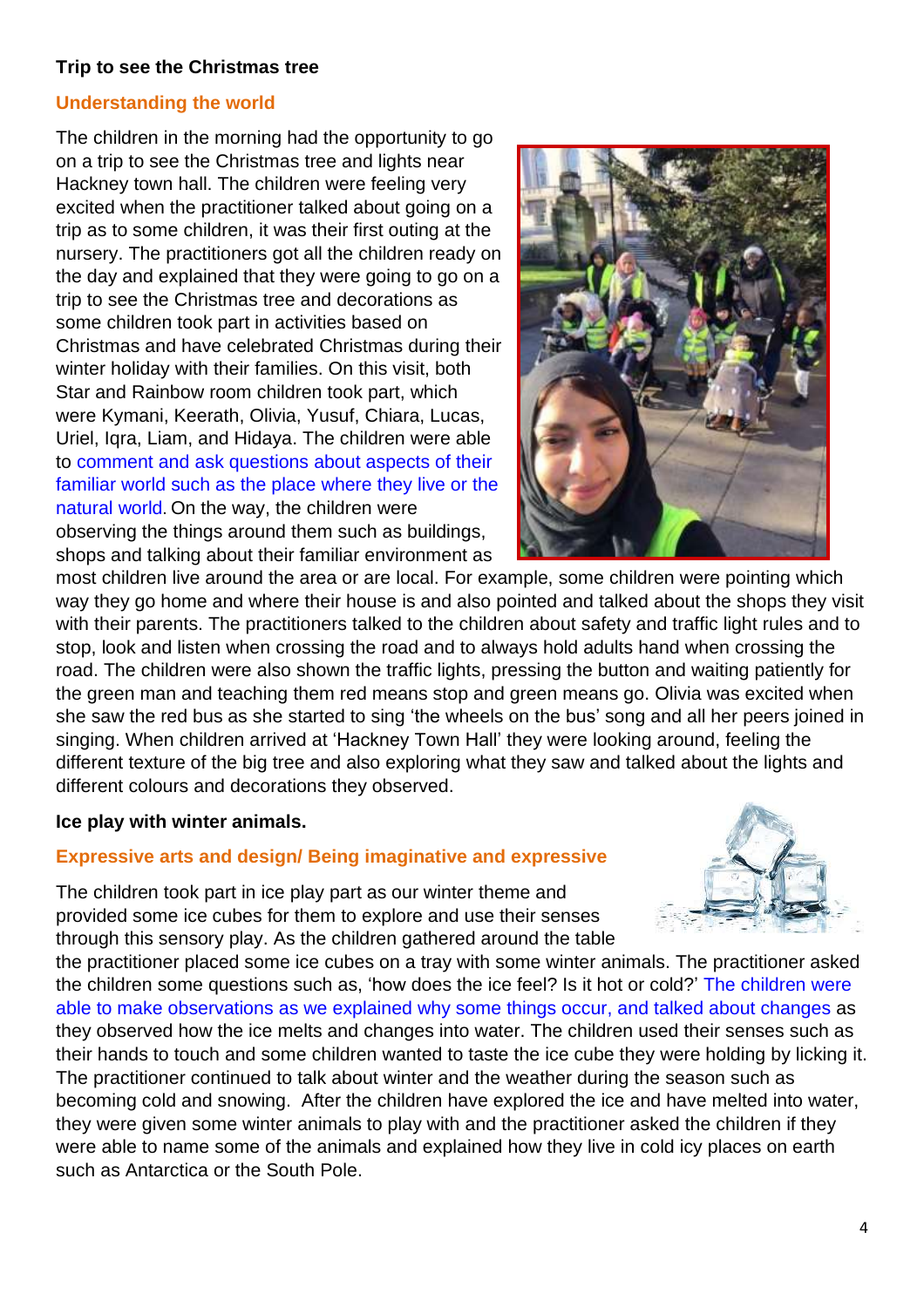**Trip to see the Christmas tree**

**Understanding the world**

The children in the morning had the opportunity to go on a trip to see the Christmas tree and lights near Hackney town hall. The children were feeling very excited when the practitioner talked about going on a trip as to some children, it was their first outing at the nursery. The practitioners got all the children ready on the day and explained that they were going to go on a trip to see the Christmas tree and decorations as some children took part in activities based on Christmas and have celebrated Christmas during their winter holiday with their families. On this visit, both Star and Rainbow room children took part, which were Kymani, Keerath, Olivia, Yusuf, Chiara, Lucas, Uriel, Iqra, Liam, and Hidaya. The children were able to comment and ask questions about aspects of their familiar world such as the place where they live or the natural world. On the way, the children were observing the things around them such as buildings, shops and talking about their familiar environment as most children live around the area or are local. For example, some children were pointing which way they go home and where their house is and also pointed and talked about the shops they visit with their parents. The practitioners talked to the children about safety and traffic light rules and to stop, look and listen when crossing the road and to always hold adults hand when crossing the road. The children were also shown the traffic lights, pressing the button and waiting patiently for the green man and teaching them red means stop and green means go. Olivia was excited when she saw the red bus as she started to sing 'the wheels on the bus' song and all her peers joined in singing. When children arrived at 'Hackney Town Hall' they were looking around, feeling the different texture of the big tree and also exploring what they saw and talked about the lights and different colours and decorations they observed.

**Ice play with winter animals.**

**Expressive arts and design/ Being imaginative and expressive**

The children took part in ice play part as our winter theme and provided some ice cubes for them to explore and use their senses through this sensory play. As the children gathered around the table the practitioner placed some ice cubes on a tray with some winter animals. The practitioner asked the children some questions such as, 'how does the ice feel? Is it hot or cold?' The children were able to make observations as we explained why some things occur, and talked about changes as they observed how the ice melts and changes into water. The children used their senses such as their hands to touch and some children wanted to taste the ice cube they were holding by licking it. The practitioner continued to talk about winter and the weather during the season such as becoming cold and snowing. After the children have explored the ice and have melted into water, they were given some winter animals to play with and the practitioner asked the children if they were able to name some of the animals and explained how they live in cold icy places on earth such as Antarctica or the South Pole.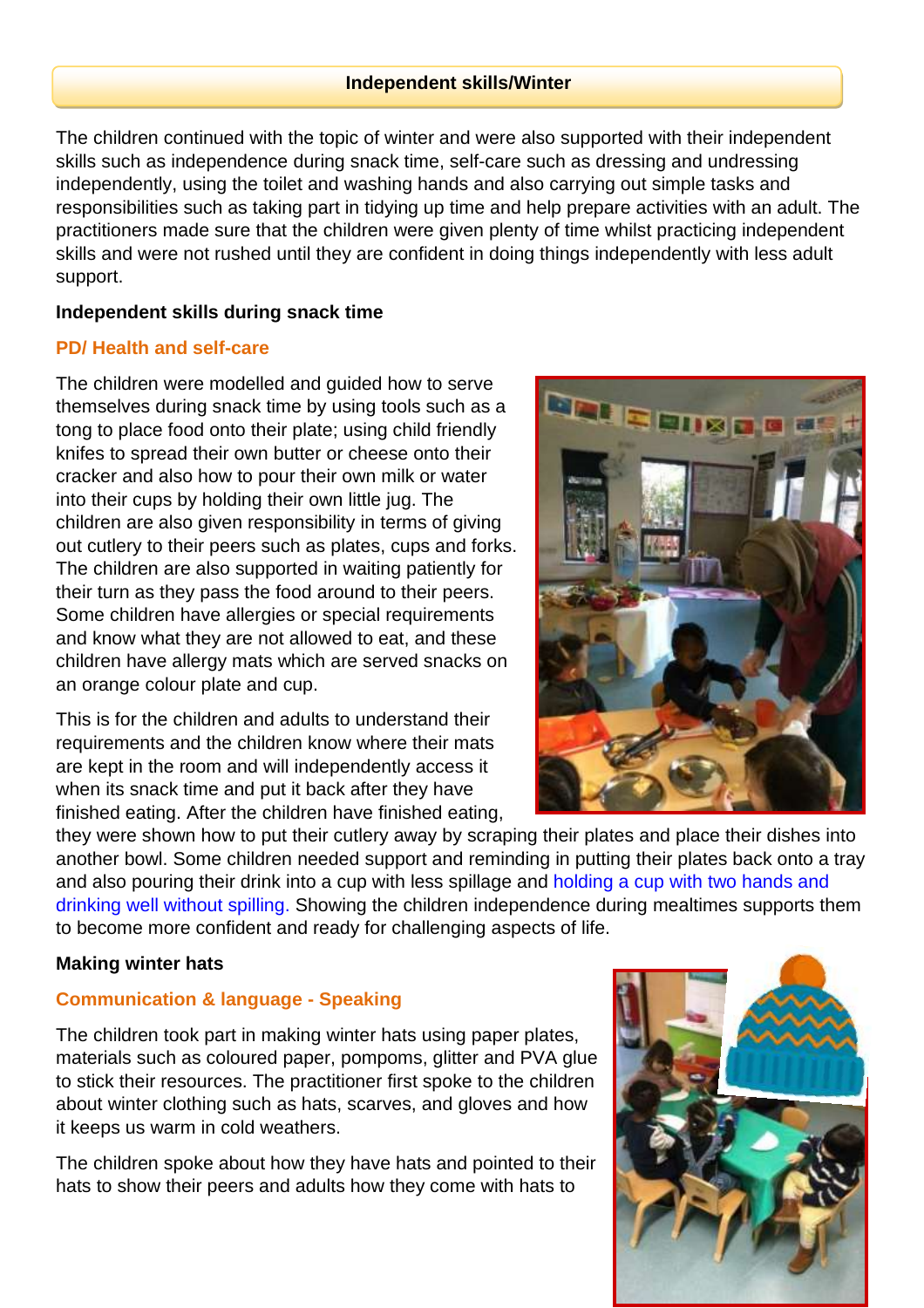## Independent skills/Winter

The children continued with the topic of winter and were also supported with their independent skills such as independence during snack time, self-care such as dressing and undressing independently, using the toilet and washing hands and also carrying out simple tasks and responsibilities such as taking part in tidying up time and help prepare activities with an adult. The practitioners made sure that the children were given plenty of time whilst practicing independent skills and were not rushed until they are confident in doing things independently with less adult support.

**Independent skills during snack time**

**PD/ Health and self-care**

The children were modelled and guided how to serve themselves during snack time by using tools such as a tong to place food onto their plate; using child friendly knifes to spread their own butter or cheese onto their cracker and also how to pour their own milk or water into their cups by holding their own little jug. The children are also given responsibility in terms of giving out cutlery to their peers such as plates, cups and forks. The children are also supported in waiting patiently for their turn as they pass the food around to their peers. Some children have allergies or special requirements and know what they are not allowed to eat, and these children have allergy mats which are served snacks on an orange colour plate and cup.

This is for the children and adults to understand their requirements and the children know where their mats are kept in the room and will independently access it when its snack time and put it back after they have finished eating. After the children have finished eating, they were shown how to put their cutlery away by scraping their plates and place their dishes into another bowl. Some children needed support and reminding in putting their plates back onto a tray and also pouring their drink into a cup with less spillage and holding a cup with two hands and drinking well without spilling. Showing the children independence during mealtimes supports them to become more confident and ready for challenging aspects of life.

**Making winter hats**

**Communication & language - Speaking**

The children took part in making winter hats using paper plates, materials such as coloured paper, pompoms, glitter and PVA glue to stick their resources. The practitioner first spoke to the children about winter clothing such as hats, scarves, and gloves and how it keeps us warm in cold weathers.

The children spoke about how they have hats and pointed to their hats to show their peers and adults how they come with hats to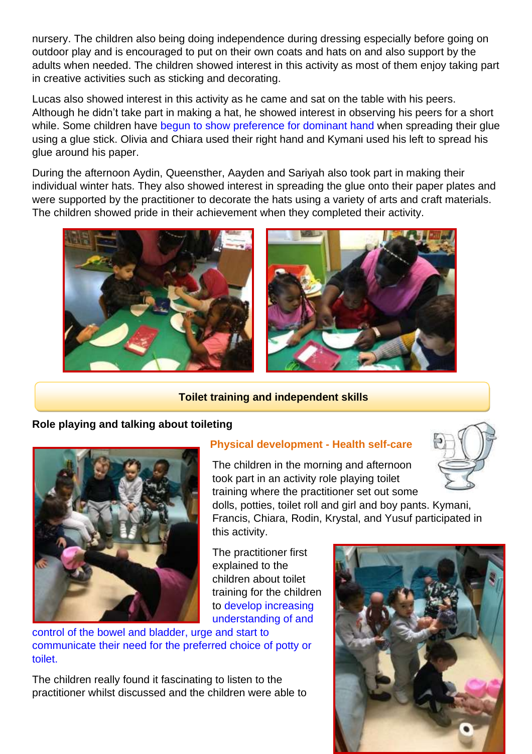nursery. The children also being doing independence during dressing especially before going on outdoor play and is encouraged to put on their own coats and hats on and also support by the adults when needed. The children showed interest in this activity as most of them enjoy taking part in creative activities such as sticking and decorating.

Lucas also showed interest in this activity as he came and sat on the table with his peers. Although he didn't take part in making a hat, he showed interest in observing his peers for a short while. Some children have begun to show preference for dominant hand when spreading their glue using a glue stick. Olivia and Chiara used their right hand and Kymani used his left to spread his glue around his paper.

During the afternoon Aydin, Queensther, Aayden and Sariyah also took part in making their individual winter hats. They also showed interest in spreading the glue onto their paper plates and were supported by the practitioner to decorate the hats using a variety of arts and craft materials. The children showed pride in their achievement when they completed their activity.

## Toilet training and independent skills

**Role playing and talking about toileting**

### Physical development - Health self-care

The children in the morning and afternoon took part in an activity role playing toilet training where the practitioner set out some dolls, potties, toilet roll and girl and boy pants. Kymani, Francis, Chiara, Rodin, Krystal, and Yusuf participated in this activity.

The practitioner first explained to the children about toilet training for the children to develop increasing understanding of and control of the bowel and bladder, urge and start to communicate their need for the preferred choice of potty or toilet.

The children really found it fascinating to listen to the practitioner whilst discussed and the children were able to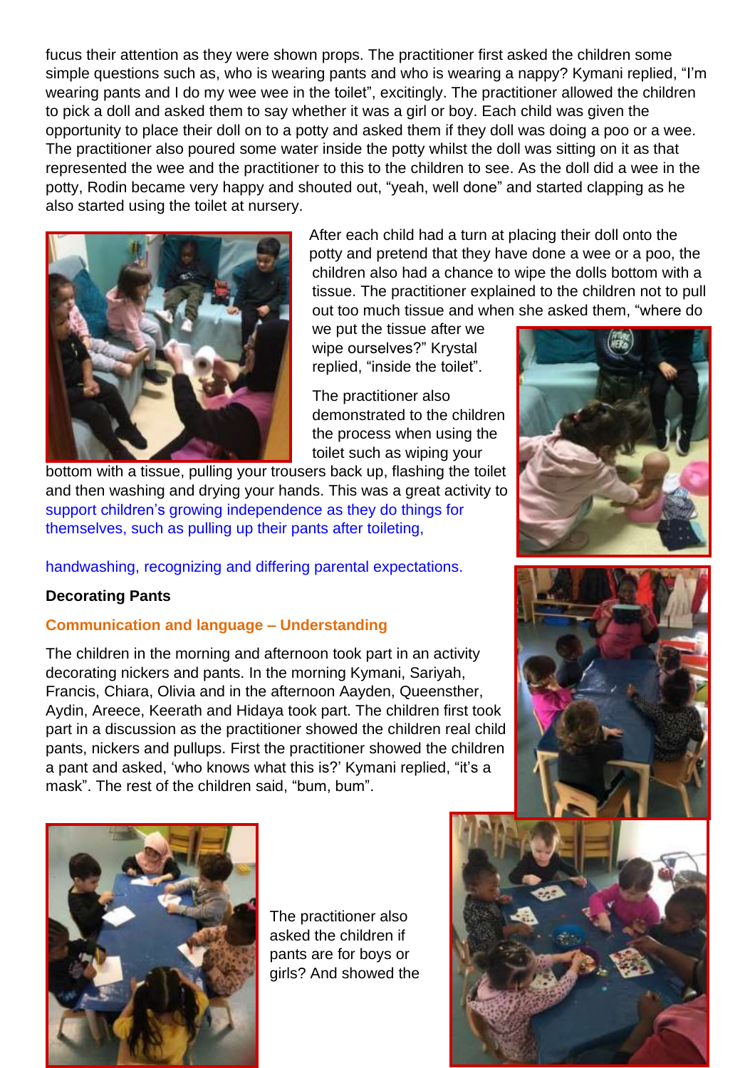fucus their attention as they were shown props. The practitioner first asked the children some simple questions such as, who is wearing pants and who is wearing a nappy? Kymani replied, "I'm wearing pants and I do my wee wee in the toilet", excitingly. The practitioner allowed the children to pick a doll and asked them to say whether it was a girl or boy. Each child was given the opportunity to place their doll on to a potty and asked them if they doll was doing a poo or a wee. The practitioner also poured some water inside the potty whilst the doll was sitting on it as that represented the wee and the practitioner to this to the children to see. As the doll did a wee in the potty, Rodin became very happy and shouted out, "yeah, well done" and started clapping as he also started using the toilet at nursery.

After each child had a turn at placing their doll onto the potty and pretend that they have done a wee or a poo, the children also had a chance to wipe the dolls bottom with a tissue. The practitioner explained to the children not to pull out too much tissue and when she asked them, "where do we put the tissue after we wipe ourselves?" Krystal replied, "inside the toilet".

The practitioner also demonstrated to the children the process when using the toilet such as wiping your bottom with a tissue, pulling your trousers back up, flashing the toilet and then washing and drying your hands. This was a great activity to support children's growing independence as they do things for themselves, such as pulling up their pants after toileting,

handwashing, recognizing and differing parental expectations.

**Decorating Pants**

**Communication and language – Understanding**

The children in the morning and afternoon took part in an activity decorating nickers and pants. In the morning Kymani, Sariyah, Francis, Chiara, Olivia and in the afternoon Aayden, Queensther, Aydin, Areece, Keerath and Hidaya took part. The children first took part in a discussion as the practitioner showed the children real child pants, nickers and pullups. First the practitioner showed the children a pant and asked, 'who knows what this is?' Kymani replied, "it's a mask". The rest of the children said, "bum, bum".

The practitioner also asked the children if pants are for boys or girls? And showed the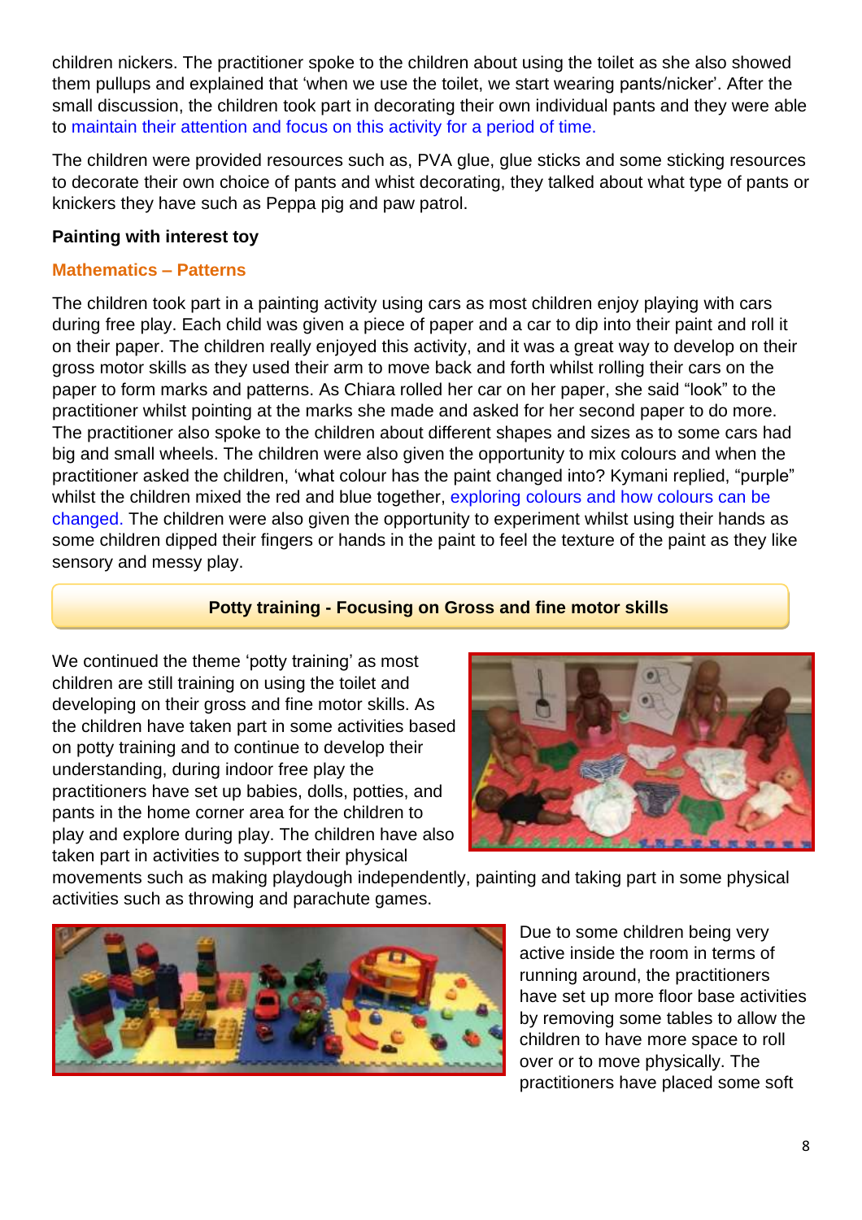children nickers. The practitioner spoke to the children about using the toilet as she also showed them pullups and explained that 'when we use the toilet, we start wearing pants/nicker'. After the small discussion, the children took part in decorating their own individual pants and they were able to maintain their attention and focus on this activity for a period of time.

The children were provided resources such as, PVA glue, glue sticks and some sticking resources to decorate their own choice of pants and whist decorating, they talked about what type of pants or knickers they have such as Peppa pig and paw patrol.

**Painting with interest toy**

### Mathematics – Patterns

The children took part in a painting activity using cars as most children enjoy playing with cars during free play. Each child was given a piece of paper and a car to dip into their paint and roll it on their paper. The children really enjoyed this activity, and it was a great way to develop on their gross motor skills as they used their arm to move back and forth whilst rolling their cars on the paper to form marks and patterns. As Chiara rolled her car on her paper, she said "look" to the practitioner whilst pointing at the marks she made and asked for her second paper to do more. The practitioner also spoke to the children about different shapes and sizes as to some cars had big and small wheels. The children were also given the opportunity to mix colours and when the practitioner asked the children, 'what colour has the paint changed into? Kymani replied, "purple" whilst the children mixed the red and blue together, exploring colours and how colours can be changed. The children were also given the opportunity to experiment whilst using their hands as some children dipped their fingers or hands in the paint to feel the texture of the paint as they like sensory and messy play.

## Potty training - Focusing on Gross and fine motor skills

We continued the theme 'potty training' as most children are still training on using the toilet and developing on their gross and fine motor skills. As the children have taken part in some activities based on potty training and to continue to develop their understanding, during indoor free play the practitioners have set up babies, dolls, potties, and pants in the home corner area for the children to play and explore during play. The children have also taken part in activities to support their physical movements such as making playdough independently, painting and taking part in some physical activities such as throwing and parachute games.

Due to some children being very active inside the room in terms of running around, the practitioners have set up more floor base activities by removing some tables to allow the children to have more space to roll over or to move physically. The practitioners have placed some soft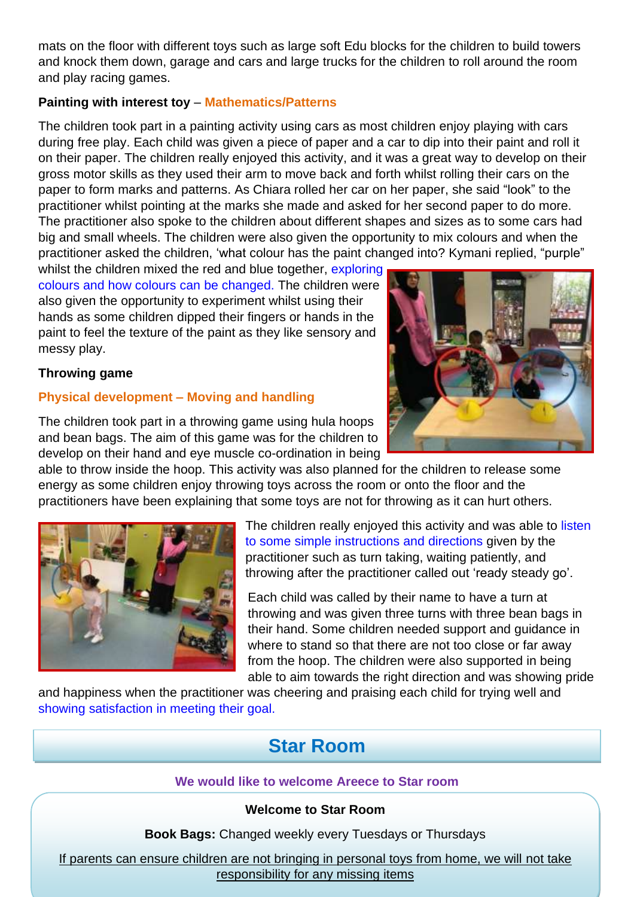mats on the floor with different toys such as large soft Edu blocks for the children to build towers and knock them down, garage and cars and large trucks for the children to roll around the room and play racing games.

**Painting with interest toy** – **Mathematics/Patterns**

The children took part in a painting activity using cars as most children enjoy playing with cars during free play. Each child was given a piece of paper and a car to dip into their paint and roll it on their paper. The children really enjoyed this activity, and it was a great way to develop on their gross motor skills as they used their arm to move back and forth whilst rolling their cars on the paper to form marks and patterns. As Chiara rolled her car on her paper, she said "look" to the practitioner whilst pointing at the marks she made and asked for her second paper to do more. The practitioner also spoke to the children about different shapes and sizes as to some cars had big and small wheels. The children were also given the opportunity to mix colours and when the practitioner asked the children, 'what colour has the paint changed into? Kymani replied, "purple" whilst the children mixed the red and blue together, exploring colours and how colours can be changed. The children were also given the opportunity to experiment whilst using their hands as some children dipped their fingers or hands in the paint to feel the texture of the paint as they like sensory and messy play.

**Throwing game**

**Physical development – Moving and handling**

The children took part in a throwing game using hula hoops and bean bags. The aim of this game was for the children to develop on their hand and eye muscle co-ordination in being able to throw inside the hoop. This activity was also planned for the children to release some energy as some children enjoy throwing toys across the room or onto the floor and the practitioners have been explaining that some toys are not for throwing as it can hurt others.

The children really enjoyed this activity and was able to listen to some simple instructions and directions given by the practitioner such as turn taking, waiting patiently, and throwing after the practitioner called out 'ready steady go'.

Each child was called by their name to have a turn at throwing and was given three turns with three bean bags in their hand. Some children needed support and guidance in where to stand so that there are not too close or far away from the hoop. The children were also supported in being able to aim towards the right direction and was showing pride and happiness when the practitioner was cheering and praising each child for trying well and showing satisfaction in meeting their goal.

## Star Room

**We would like to welcome Areece to Star room**

**Welcome to Star Room**

**Book Bags:** Changed weekly every Tuesdays or Thursdays

If parents can ensure children are not bringing in personal toys from home, we will not take responsibility for any missing items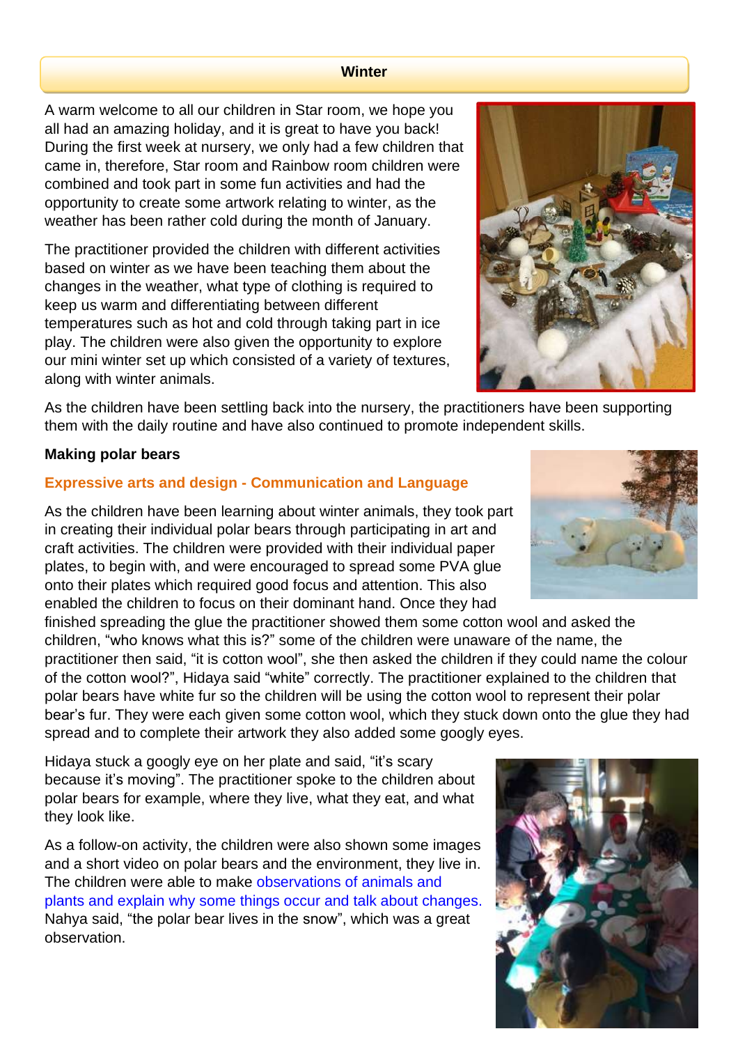## Winter

A warm welcome to all our children in Star room, we hope you all had an amazing holiday, and it is great to have you back! During the first week at nursery, we only had a few children that came in, therefore, Star room and Rainbow room children were combined and took part in some fun activities and had the opportunity to create some artwork relating to winter, as the weather has been rather cold during the month of January.

The practitioner provided the children with different activities based on winter as we have been teaching them about the changes in the weather, what type of clothing is required to keep us warm and differentiating between different temperatures such as hot and cold through taking part in ice play. The children were also given the opportunity to explore our mini winter set up which consisted of a variety of textures, along with winter animals.

As the children have been settling back into the nursery, the practitioners have been supporting them with the daily routine and have also continued to promote independent skills.

**Making polar bears**

**Expressive arts and design - Communication and Language**

As the children have been learning about winter animals, they took part in creating their individual polar bears through participating in art and craft activities. The children were provided with their individual paper plates, to begin with, and were encouraged to spread some PVA glue onto their plates which required good focus and attention. This also enabled the children to focus on their dominant hand. Once they had finished spreading the glue the practitioner showed them some cotton wool and asked the children, "who knows what this is?" some of the children were unaware of the name, the practitioner then said, "it is cotton wool", she then asked the children if they could name the colour of the cotton wool?", Hidaya said "white" correctly. The practitioner explained to the children that polar bears have white fur so the children will be using the cotton wool to represent their polar bear's fur. They were each given some cotton wool, which they stuck down onto the glue they had spread and to complete their artwork they also added some googly eyes.

Hidaya stuck a googly eye on her plate and said, "it's scary because it's moving". The practitioner spoke to the children about polar bears for example, where they live, what they eat, and what they look like.

As a follow-on activity, the children were also shown some images and a short video on polar bears and the environment, they live in. The children were able to make observations of animals and plants and explain why some things occur and talk about changes. Nahya said, "the polar bear lives in the snow", which was a great observation.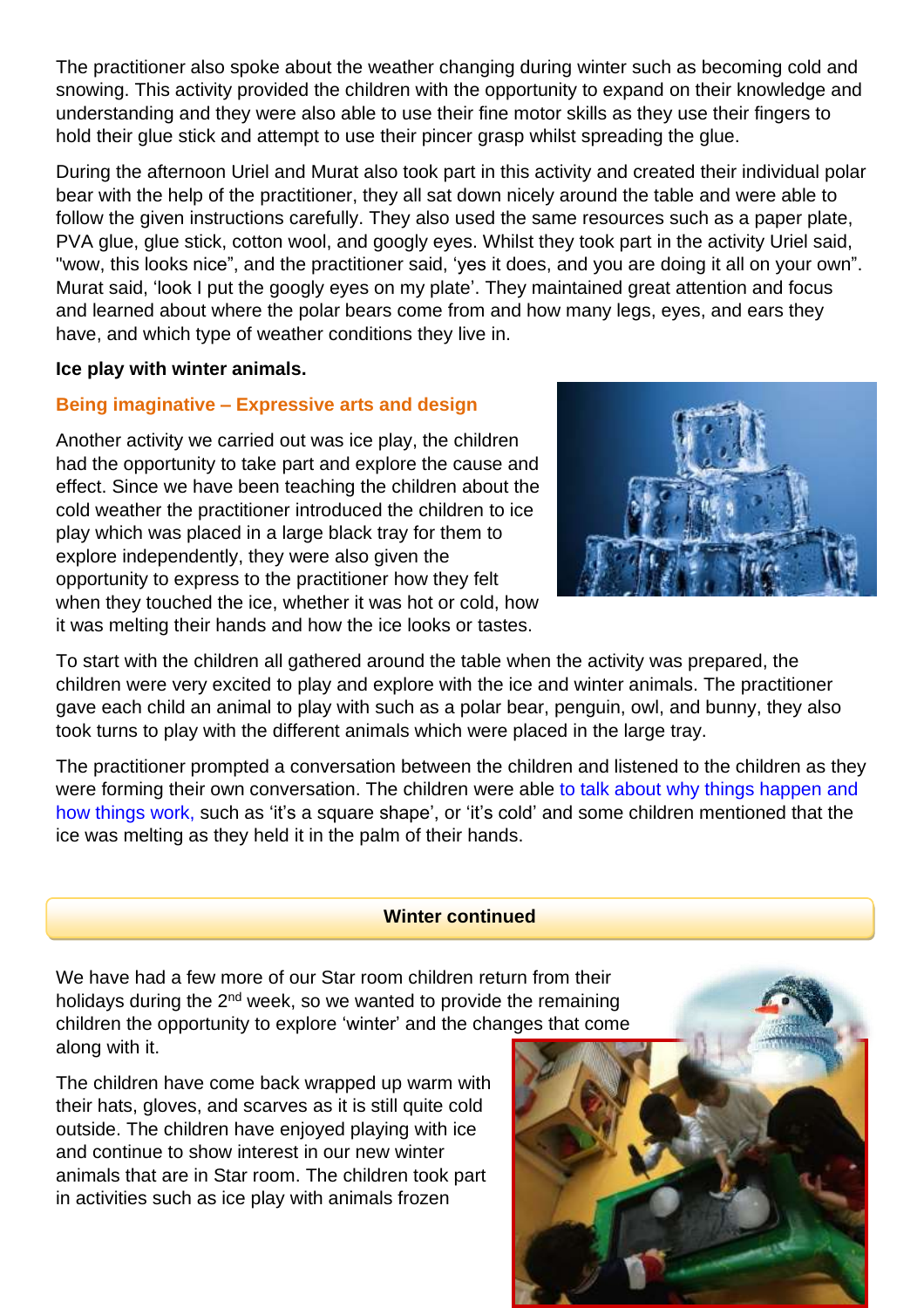The practitioner also spoke about the weather changing during winter such as becoming cold and snowing. This activity provided the children with the opportunity to expand on their knowledge and understanding and they were also able to use their fine motor skills as they use their fingers to hold their glue stick and attempt to use their pincer grasp whilst spreading the glue.

During the afternoon Uriel and Murat also took part in this activity and created their individual polar bear with the help of the practitioner, they all sat down nicely around the table and were able to follow the given instructions carefully. They also used the same resources such as a paper plate, PVA glue, glue stick, cotton wool, and googly eyes. Whilst they took part in the activity Uriel said, "wow, this looks nice", and the practitioner said, 'yes it does, and you are doing it all on your own". Murat said, 'look I put the googly eyes on my plate'. They maintained great attention and focus and learned about where the polar bears come from and how many legs, eyes, and ears they have, and which type of weather conditions they live in.

**Ice play with winter animals.**

**Being imaginative – Expressive arts and design**

Another activity we carried out was ice play, the children had the opportunity to take part and explore the cause and effect. Since we have been teaching the children about the cold weather the practitioner introduced the children to ice play which was placed in a large black tray for them to explore independently, they were also given the opportunity to express to the practitioner how they felt when they touched the ice, whether it was hot or cold, how it was melting their hands and how the ice looks or tastes.

To start with the children all gathered around the table when the activity was prepared, the children were very excited to play and explore with the ice and winter animals. The practitioner gave each child an animal to play with such as a polar bear, penguin, owl, and bunny, they also took turns to play with the different animals which were placed in the large tray.

The practitioner prompted a conversation between the children and listened to the children as they were forming their own conversation. The children were able to talk about why things happen and how things work, such as 'it's a square shape', or 'it's cold' and some children mentioned that the ice was melting as they held it in the palm of their hands.

## Winter continued

We have had a few more of our Star room children return from their holidays during the 2nd week, so we wanted to provide the remaining children the opportunity to explore 'winter' and the changes that come along with it.

The children have come back wrapped up warm with their hats, gloves, and scarves as it is still quite cold outside. The children have enjoyed playing with ice and continue to show interest in our new winter animals that are in Star room. The children took part in activities such as ice play with animals frozen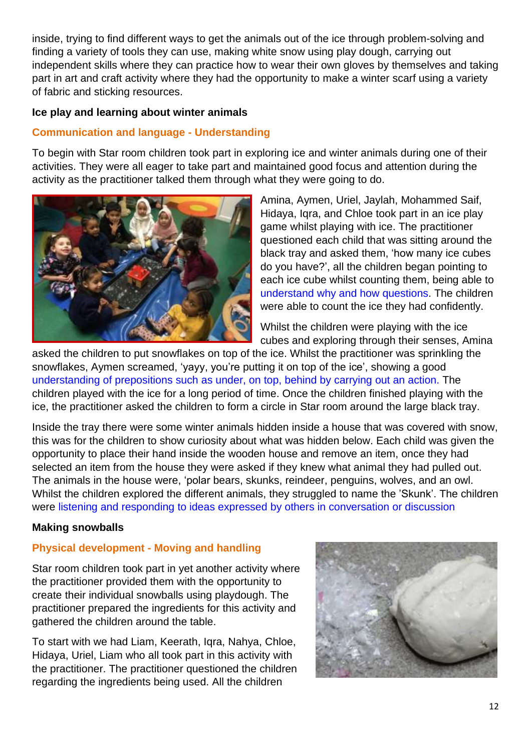inside, trying to find different ways to get the animals out of the ice through problem-solving and finding a variety of tools they can use, making white snow using play dough, carrying out independent skills where they can practice how to wear their own gloves by themselves and taking part in art and craft activity where they had the opportunity to make a winter scarf using a variety of fabric and sticking resources.

**Ice play and learning about winter animals**

**Communication and language - Understanding**

To begin with Star room children took part in exploring ice and winter animals during one of their activities. They were all eager to take part and maintained good focus and attention during the activity as the practitioner talked them through what they were going to do.

Amina, Aymen, Uriel, Jaylah, Mohammed Saif, Hidaya, Iqra, and Chloe took part in an ice play game whilst playing with ice. The practitioner questioned each child that was sitting around the black tray and asked them, 'how many ice cubes do you have?', all the children began pointing to each ice cube whilst counting them, being able to understand why and how questions. The children were able to count the ice they had confidently.

Whilst the children were playing with the ice cubes and exploring through their senses, Amina asked the children to put snowflakes on top of the ice. Whilst the practitioner was sprinkling the snowflakes, Aymen screamed, 'yayy, you're putting it on top of the ice', showing a good understanding of prepositions such as under, on top, behind by carrying out an action. The children played with the ice for a long period of time. Once the children finished playing with the ice, the practitioner asked the children to form a circle in Star room around the large black tray.

Inside the tray there were some winter animals hidden inside a house that was covered with snow, this was for the children to show curiosity about what was hidden below. Each child was given the opportunity to place their hand inside the wooden house and remove an item, once they had selected an item from the house they were asked if they knew what animal they had pulled out. The animals in the house were, 'polar bears, skunks, reindeer, penguins, wolves, and an owl. Whilst the children explored the different animals, they struggled to name the 'Skunk'. The children were listening and responding to ideas expressed by others in conversation or discussion

**Making snowballs**

**Physical development - Moving and handling**

Star room children took part in yet another activity where the practitioner provided them with the opportunity to create their individual snowballs using playdough. The practitioner prepared the ingredients for this activity and gathered the children around the table.

To start with we had Liam, Keerath, Iqra, Nahya, Chloe, Hidaya, Uriel, Liam who all took part in this activity with the practitioner. The practitioner questioned the children regarding the ingredients being used. All the children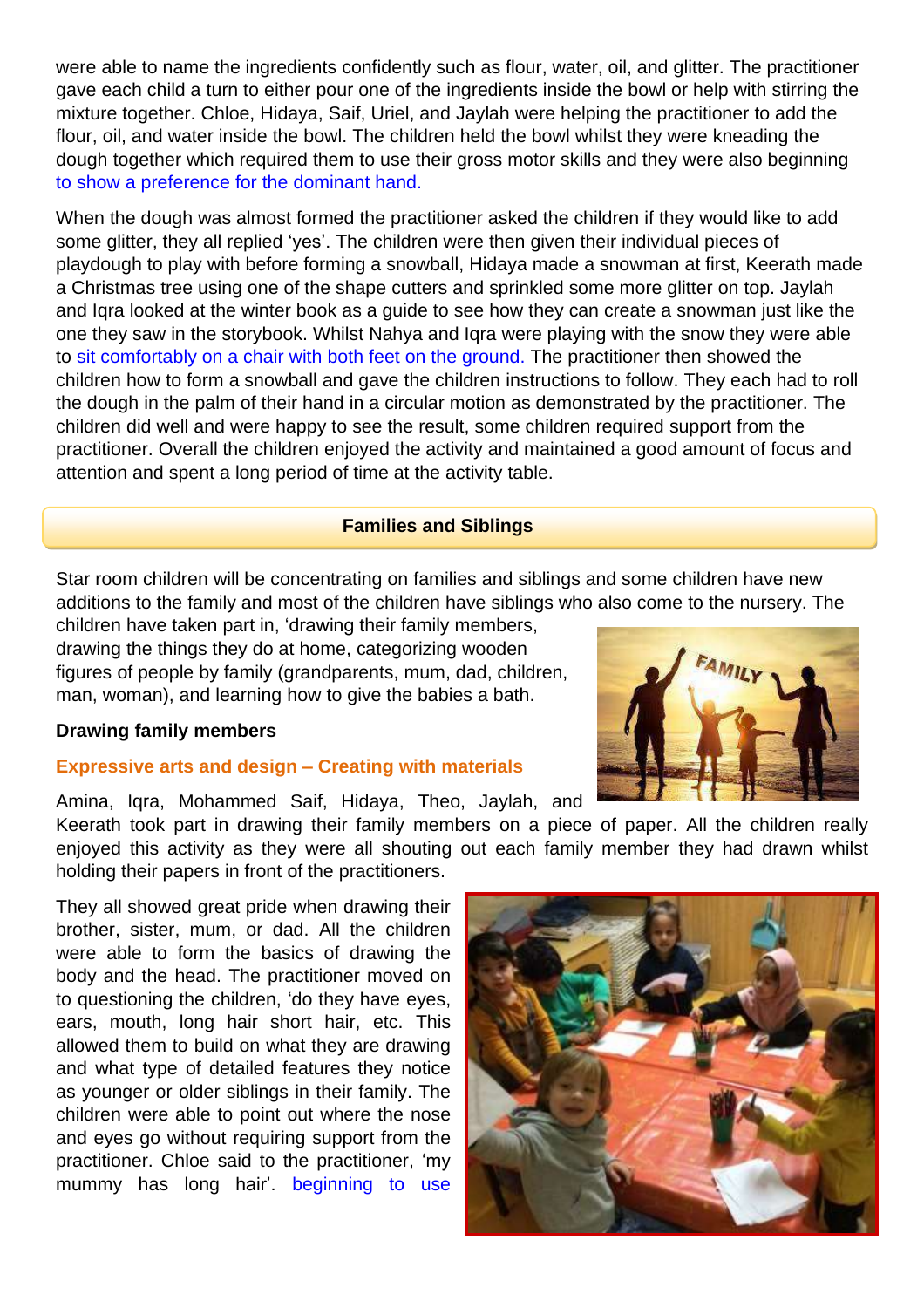were able to name the ingredients confidently such as flour, water, oil, and glitter. The practitioner gave each child a turn to either pour one of the ingredients inside the bowl or help with stirring the mixture together. Chloe, Hidaya, Saif, Uriel, and Jaylah were helping the practitioner to add the flour, oil, and water inside the bowl. The children held the bowl whilst they were kneading the dough together which required them to use their gross motor skills and they were also beginning to show a preference for the dominant hand.

When the dough was almost formed the practitioner asked the children if they would like to add some glitter, they all replied 'yes'. The children were then given their individual pieces of playdough to play with before forming a snowball, Hidaya made a snowman at first, Keerath made a Christmas tree using one of the shape cutters and sprinkled some more glitter on top. Jaylah and Iqra looked at the winter book as a guide to see how they can create a snowman just like the one they saw in the storybook. Whilst Nahya and Iqra were playing with the snow they were able to sit comfortably on a chair with both feet on the ground. The practitioner then showed the children how to form a snowball and gave the children instructions to follow. They each had to roll the dough in the palm of their hand in a circular motion as demonstrated by the practitioner. The children did well and were happy to see the result, some children required support from the practitioner. Overall the children enjoyed the activity and maintained a good amount of focus and attention and spent a long period of time at the activity table.

## Families and Siblings

Star room children will be concentrating on families and siblings and some children have new additions to the family and most of the children have siblings who also come to the nursery. The children have taken part in, 'drawing their family members, drawing the things they do at home, categorizing wooden figures of people by family (grandparents, mum, dad, children, man, woman), and learning how to give the babies a bath.

**Drawing family members**

**Expressive arts and design – Creating with materials**

Amina, Iqra, Mohammed Saif, Hidaya, Theo, Jaylah, and Keerath took part in drawing their family members on a piece of paper. All the children really enjoyed this activity as they were all shouting out each family member they had drawn whilst holding their papers in front of the practitioners.

They all showed great pride when drawing their brother, sister, mum, or dad. All the children were able to form the basics of drawing the body and the head. The practitioner moved on to questioning the children, 'do they have eyes, ears, mouth, long hair short hair, etc. This allowed them to build on what they are drawing and what type of detailed features they notice as younger or older siblings in their family. The children were able to point out where the nose and eyes go without requiring support from the practitioner. Chloe said to the practitioner, 'my mummy has long hair'. beginning to use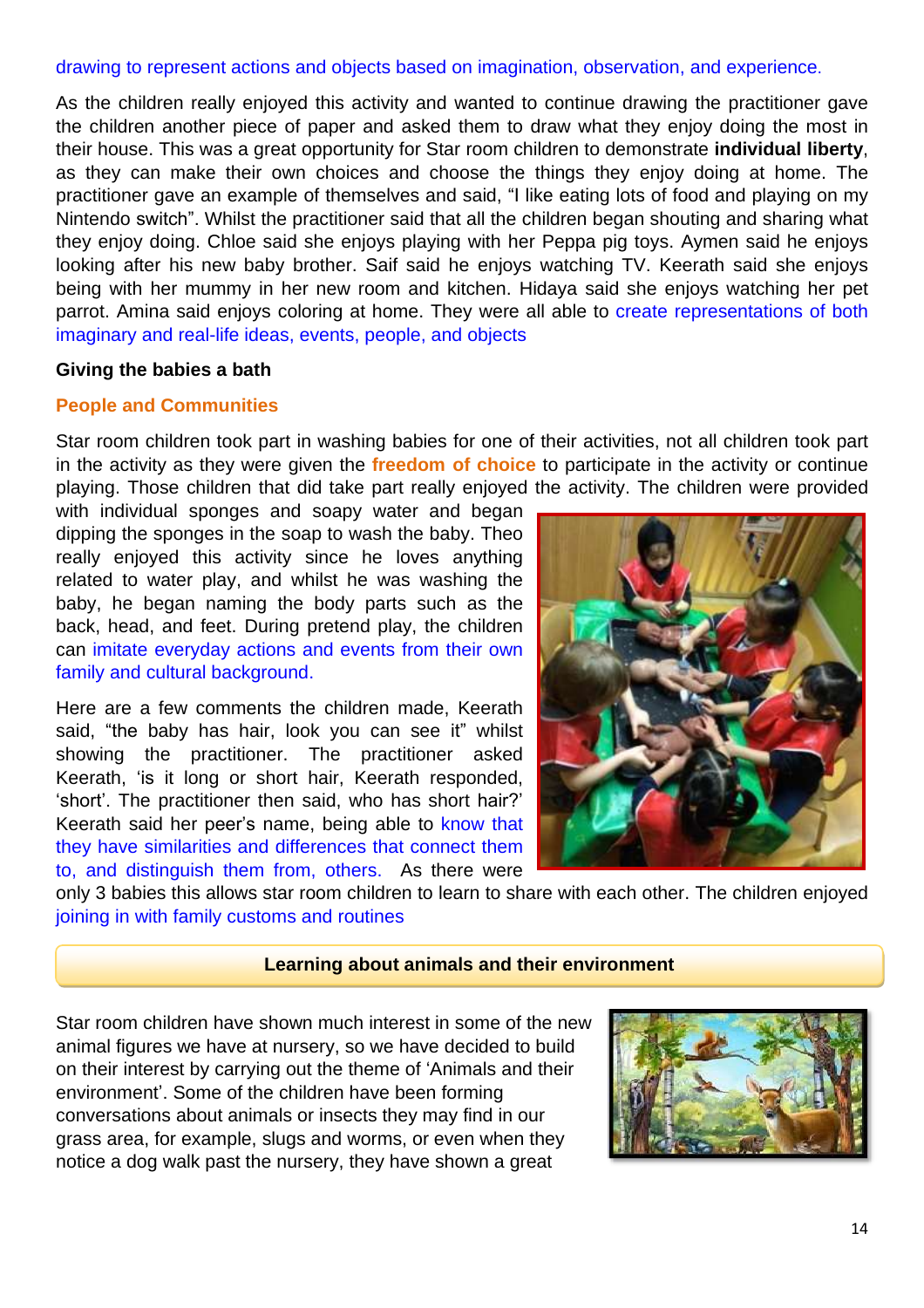drawing to represent actions and objects based on imagination, observation, and experience.

As the children really enjoyed this activity and wanted to continue drawing the practitioner gave the children another piece of paper and asked them to draw what they enjoy doing the most in their house. This was a great opportunity for Star room children to demonstrate **individual liberty**, as they can make their own choices and choose the things they enjoy doing at home. The practitioner gave an example of themselves and said, "I like eating lots of food and playing on my Nintendo switch". Whilst the practitioner said that all the children began shouting and sharing what they enjoy doing. Chloe said she enjoys playing with her Peppa pig toys. Aymen said he enjoys looking after his new baby brother. Saif said he enjoys watching TV. Keerath said she enjoys being with her mummy in her new room and kitchen. Hidaya said she enjoys watching her pet parrot. Amina said enjoys coloring at home. They were all able to create representations of both imaginary and real-life ideas, events, people, and objects

**Giving the babies a bath**

**People and Communities**

Star room children took part in washing babies for one of their activities, not all children took part in the activity as they were given the **freedom of choice** to participate in the activity or continue playing. Those children that did take part really enjoyed the activity. The children were provided with individual sponges and soapy water and began dipping the sponges in the soap to wash the baby. Theo really enjoyed this activity since he loves anything related to water play, and whilst he was washing the baby, he began naming the body parts such as the back, head, and feet. During pretend play, the children can imitate everyday actions and events from their own family and cultural background.

Here are a few comments the children made, Keerath said, "the baby has hair, look you can see it" whilst showing the practitioner. The practitioner asked Keerath, 'is it long or short hair, Keerath responded, 'short'. The practitioner then said, who has short hair?' Keerath said her peer's name, being able to know that they have similarities and differences that connect them to, and distinguish them from, others. As there were only 3 babies this allows star room children to learn to share with each other. The children enjoyed joining in with family customs and routines

**Learning about animals and their environment**

Star room children have shown much interest in some of the new animal figures we have at nursery, so we have decided to build on their interest by carrying out the theme of 'Animals and their environment'. Some of the children have been forming conversations about animals or insects they may find in our grass area, for example, slugs and worms, or even when they notice a dog walk past the nursery, they have shown a great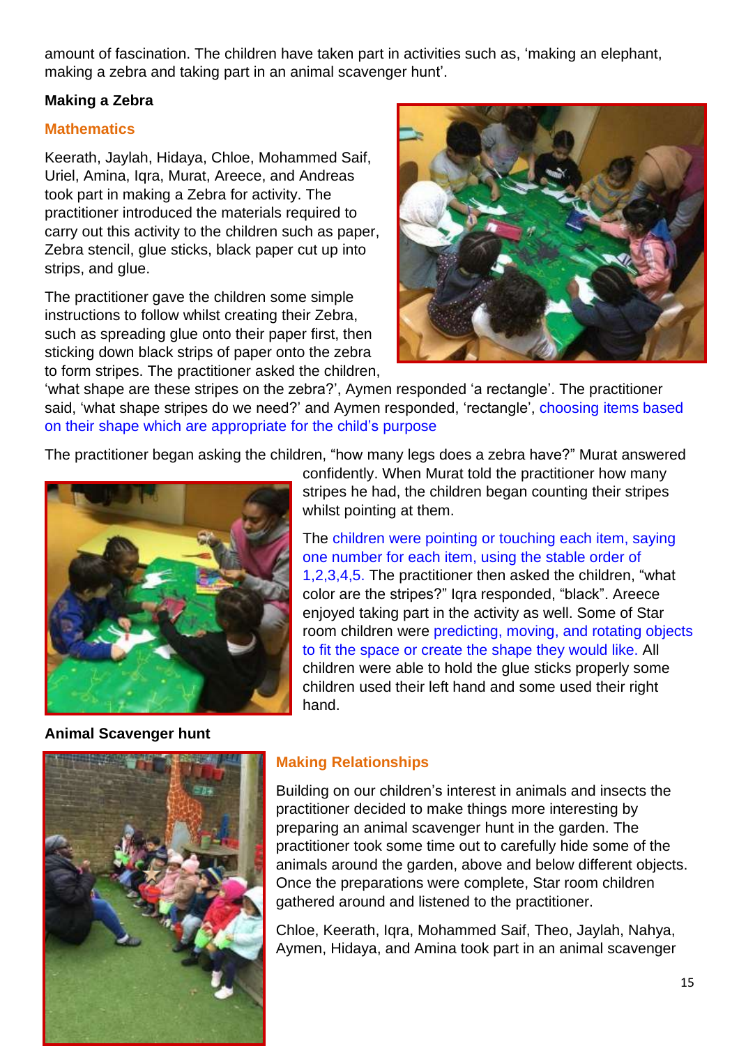amount of fascination. The children have taken part in activities such as, 'making an elephant, making a zebra and taking part in an animal scavenger hunt'.

**Making a Zebra**

### Mathematics

Keerath, Jaylah, Hidaya, Chloe, Mohammed Saif, Uriel, Amina, Iqra, Murat, Areece, and Andreas took part in making a Zebra for activity. The practitioner introduced the materials required to carry out this activity to the children such as paper, Zebra stencil, glue sticks, black paper cut up into strips, and glue.

The practitioner gave the children some simple instructions to follow whilst creating their Zebra, such as spreading glue onto their paper first, then sticking down black strips of paper onto the zebra to form stripes. The practitioner asked the children, 'what shape are these stripes on the zebra?', Aymen responded 'a rectangle'. The practitioner said, 'what shape stripes do we need?' and Aymen responded, 'rectangle', choosing items based on their shape which are appropriate for the child's purpose

The practitioner began asking the children, "how many legs does a zebra have?" Murat answered confidently. When Murat told the practitioner how many stripes he had, the children began counting their stripes whilst pointing at them.

The children were pointing or touching each item, saying one number for each item, using the stable order of 1,2,3,4,5. The practitioner then asked the children, "what color are the stripes?" Iqra responded, "black". Areece enjoyed taking part in the activity as well. Some of Star room children were predicting, moving, and rotating objects to fit the space or create the shape they would like. All children were able to hold the glue sticks properly some children used their left hand and some used their right hand.

**Animal Scavenger hunt**

### Making Relationships

Building on our children's interest in animals and insects the practitioner decided to make things more interesting by preparing an animal scavenger hunt in the garden. The practitioner took some time out to carefully hide some of the animals around the garden, above and below different objects. Once the preparations were complete, Star room children gathered around and listened to the practitioner.

Chloe, Keerath, Iqra, Mohammed Saif, Theo, Jaylah, Nahya, Aymen, Hidaya, and Amina took part in an animal scavenger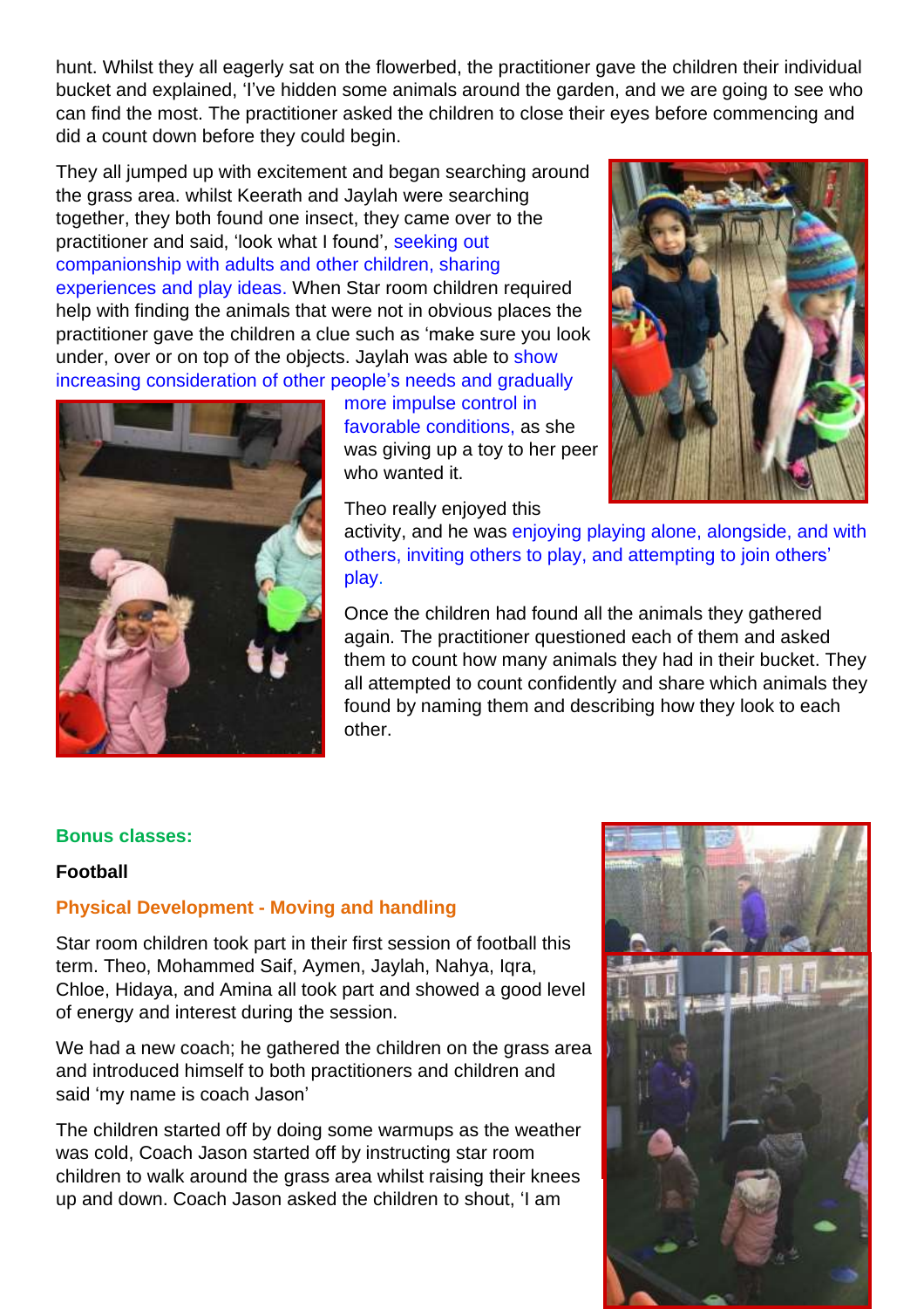hunt. Whilst they all eagerly sat on the flowerbed, the practitioner gave the children their individual bucket and explained, 'I've hidden some animals around the garden, and we are going to see who can find the most. The practitioner asked the children to close their eyes before commencing and did a count down before they could begin.

They all jumped up with excitement and began searching around the grass area. whilst Keerath and Jaylah were searching together, they both found one insect, they came over to the practitioner and said, 'look what I found', seeking out companionship with adults and other children, sharing experiences and play ideas. When Star room children required help with finding the animals that were not in obvious places the practitioner gave the children a clue such as 'make sure you look under, over or on top of the objects. Jaylah was able to show increasing consideration of other people's needs and gradually more impulse control in favorable conditions, as she was giving up a toy to her peer who wanted it.

Theo really enjoyed this activity, and he was enjoying playing alone, alongside, and with others, inviting others to play, and attempting to join others' play.

Once the children had found all the animals they gathered again. The practitioner questioned each of them and asked them to count how many animals they had in their bucket. They all attempted to count confidently and share which animals they found by naming them and describing how they look to each other.

**Bonus classes:**

**Football**

**Physical Development - Moving and handling**

Star room children took part in their first session of football this term. Theo, Mohammed Saif, Aymen, Jaylah, Nahya, Iqra, Chloe, Hidaya, and Amina all took part and showed a good level of energy and interest during the session.

We had a new coach; he gathered the children on the grass area and introduced himself to both practitioners and children and said 'my name is coach Jason'

The children started off by doing some warmups as the weather was cold, Coach Jason started off by instructing star room children to walk around the grass area whilst raising their knees up and down. Coach Jason asked the children to shout, 'I am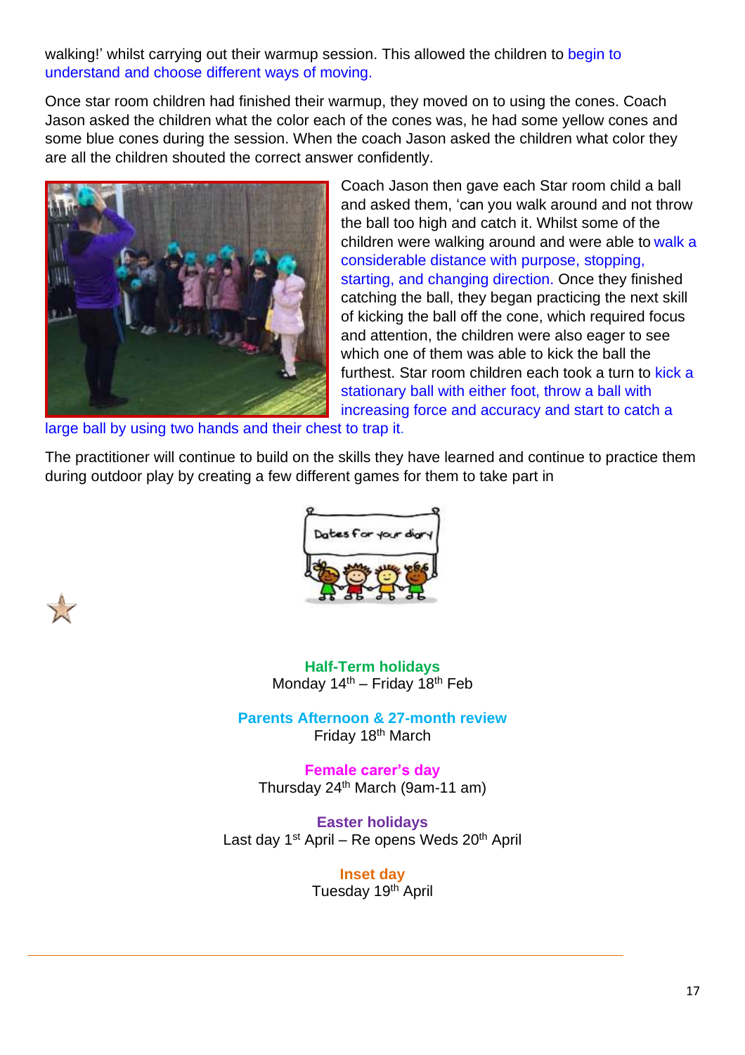walking!' whilst carrying out their warmup session. This allowed the children to begin to understand and choose different ways of moving.

Once star room children had finished their warmup, they moved on to using the cones. Coach Jason asked the children what the color each of the cones was, he had some yellow cones and some blue cones during the session. When the coach Jason asked the children what color they are all the children shouted the correct answer confidently.

Coach Jason then gave each Star room child a ball and asked them, 'can you walk around and not throw the ball too high and catch it. Whilst some of the children were walking around and were able to walk a considerable distance with purpose, stopping, starting, and changing direction. Once they finished catching the ball, they began practicing the next skill of kicking the ball off the cone, which required focus and attention, the children were also eager to see which one of them was able to kick the ball the furthest. Star room children each took a turn to kick a stationary ball with either foot, throw a ball with increasing force and accuracy and start to catch a large ball by using two hands and their chest to trap it.

The practitioner will continue to build on the skills they have learned and continue to practice them during outdoor play by creating a few different games for them to take part in

Dates for your diary

**Half-Term holidays**
Monday 14th – Friday 18th Feb

**Parents Afternoon & 27-month review**
Friday 18th March

**Female carer's day**
Thursday 24th March (9am-11 am)

**Easter holidays**
Last day 1st April – Re opens Weds 20th April

**Inset day**
Tuesday 19th April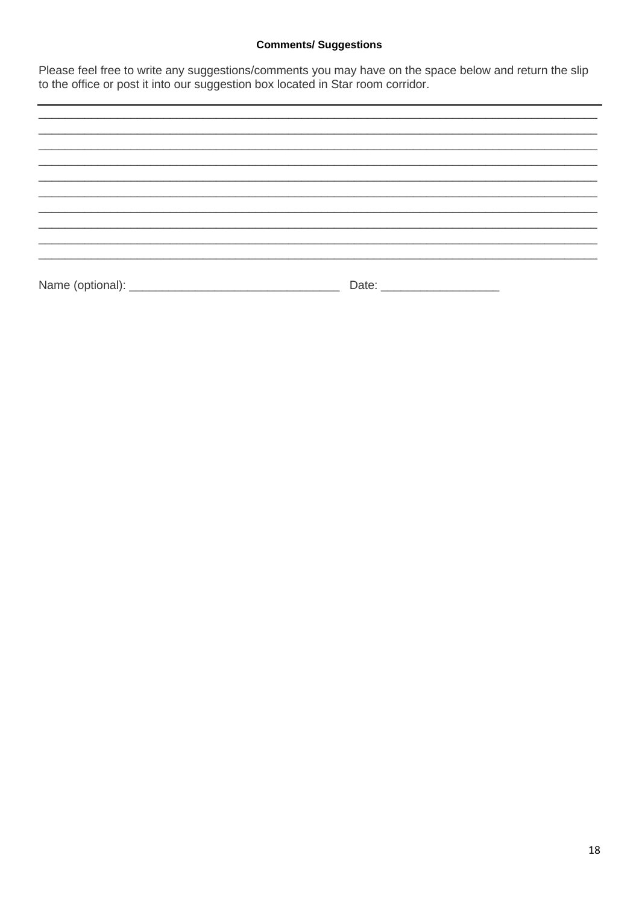**Comments/ Suggestions**

Please feel free to write any suggestions/comments you may have on the space below and return the slip to the office or post it into our suggestion box located in Star room corridor.

---

\_\_\_\_\_\_\_\_\_\_\_\_\_\_\_\_\_\_\_\_\_\_\_\_\_\_\_\_\_\_\_\_\_\_\_\_\_\_\_\_\_\_\_\_\_\_\_\_\_\_\_\_\_\_\_\_\_\_\_\_\_\_\_\_\_\_\_\_\_\_\_\_\_\_\_\_\_\_\_\_\_\_\_\_\_\_\_\_

\_\_\_\_\_\_\_\_\_\_\_\_\_\_\_\_\_\_\_\_\_\_\_\_\_\_\_\_\_\_\_\_\_\_\_\_\_\_\_\_\_\_\_\_\_\_\_\_\_\_\_\_\_\_\_\_\_\_\_\_\_\_\_\_\_\_\_\_\_\_\_\_\_\_\_\_\_\_\_\_\_\_\_\_\_\_\_\_

\_\_\_\_\_\_\_\_\_\_\_\_\_\_\_\_\_\_\_\_\_\_\_\_\_\_\_\_\_\_\_\_\_\_\_\_\_\_\_\_\_\_\_\_\_\_\_\_\_\_\_\_\_\_\_\_\_\_\_\_\_\_\_\_\_\_\_\_\_\_\_\_\_\_\_\_\_\_\_\_\_\_\_\_\_\_\_\_

\_\_\_\_\_\_\_\_\_\_\_\_\_\_\_\_\_\_\_\_\_\_\_\_\_\_\_\_\_\_\_\_\_\_\_\_\_\_\_\_\_\_\_\_\_\_\_\_\_\_\_\_\_\_\_\_\_\_\_\_\_\_\_\_\_\_\_\_\_\_\_\_\_\_\_\_\_\_\_\_\_\_\_\_\_\_\_\_

\_\_\_\_\_\_\_\_\_\_\_\_\_\_\_\_\_\_\_\_\_\_\_\_\_\_\_\_\_\_\_\_\_\_\_\_\_\_\_\_\_\_\_\_\_\_\_\_\_\_\_\_\_\_\_\_\_\_\_\_\_\_\_\_\_\_\_\_\_\_\_\_\_\_\_\_\_\_\_\_\_\_\_\_\_\_\_\_

\_\_\_\_\_\_\_\_\_\_\_\_\_\_\_\_\_\_\_\_\_\_\_\_\_\_\_\_\_\_\_\_\_\_\_\_\_\_\_\_\_\_\_\_\_\_\_\_\_\_\_\_\_\_\_\_\_\_\_\_\_\_\_\_\_\_\_\_\_\_\_\_\_\_\_\_\_\_\_\_\_\_\_\_\_\_\_\_

\_\_\_\_\_\_\_\_\_\_\_\_\_\_\_\_\_\_\_\_\_\_\_\_\_\_\_\_\_\_\_\_\_\_\_\_\_\_\_\_\_\_\_\_\_\_\_\_\_\_\_\_\_\_\_\_\_\_\_\_\_\_\_\_\_\_\_\_\_\_\_\_\_\_\_\_\_\_\_\_\_\_\_\_\_\_\_\_

\_\_\_\_\_\_\_\_\_\_\_\_\_\_\_\_\_\_\_\_\_\_\_\_\_\_\_\_\_\_\_\_\_\_\_\_\_\_\_\_\_\_\_\_\_\_\_\_\_\_\_\_\_\_\_\_\_\_\_\_\_\_\_\_\_\_\_\_\_\_\_\_\_\_\_\_\_\_\_\_\_\_\_\_\_\_\_\_

\_\_\_\_\_\_\_\_\_\_\_\_\_\_\_\_\_\_\_\_\_\_\_\_\_\_\_\_\_\_\_\_\_\_\_\_\_\_\_\_\_\_\_\_\_\_\_\_\_\_\_\_\_\_\_\_\_\_\_\_\_\_\_\_\_\_\_\_\_\_\_\_\_\_\_\_\_\_\_\_\_\_\_\_\_\_\_\_

\_\_\_\_\_\_\_\_\_\_\_\_\_\_\_\_\_\_\_\_\_\_\_\_\_\_\_\_\_\_\_\_\_\_\_\_\_\_\_\_\_\_\_\_\_\_\_\_\_\_\_\_\_\_\_\_\_\_\_\_\_\_\_\_\_\_\_\_\_\_\_\_\_\_\_\_\_\_\_\_\_\_\_\_\_\_\_\_

Name (optional): \_\_\_\_\_\_\_\_\_\_\_\_\_\_\_\_\_\_\_\_\_\_\_\_\_\_\_\_\_\_\_\_ Date: \_\_\_\_\_\_\_\_\_\_\_\_\_\_\_\_\_\_